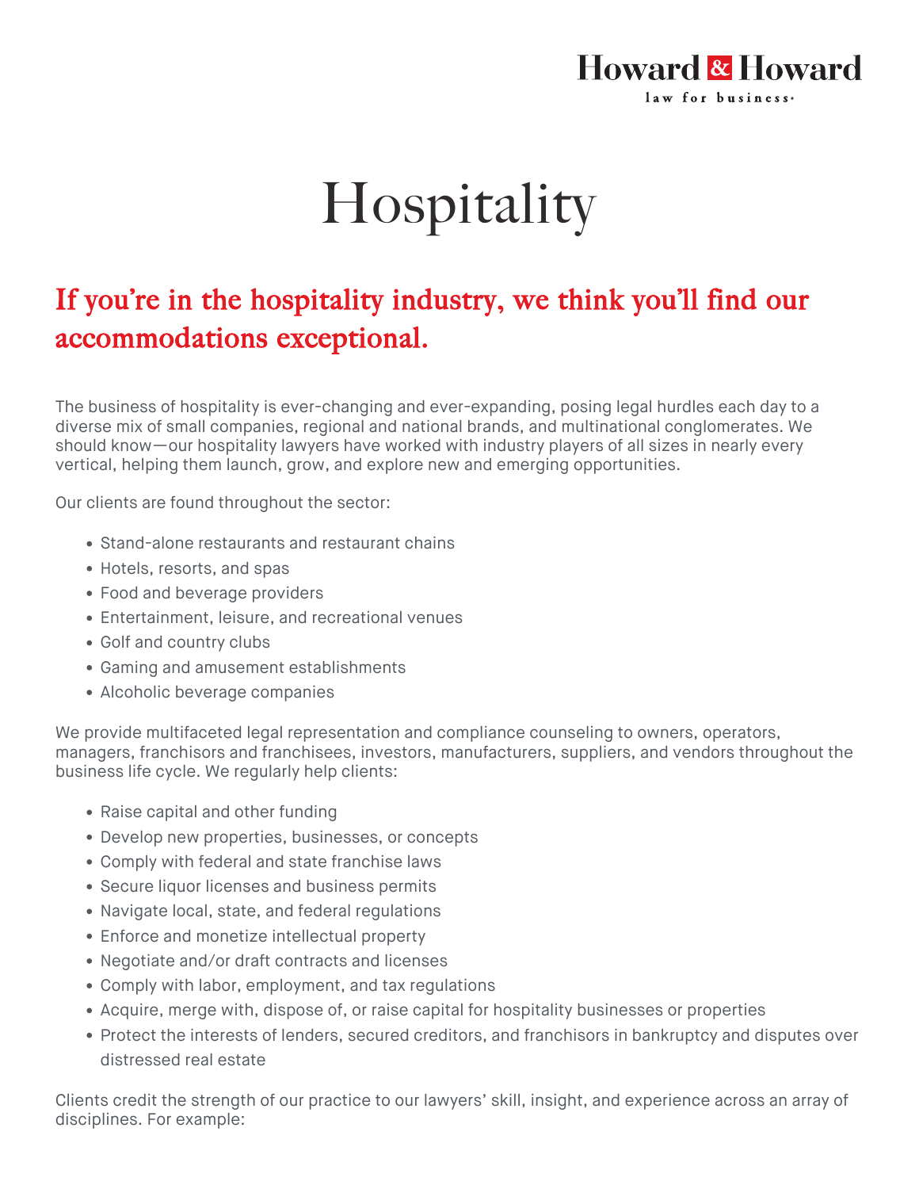Howard & Howard

law for business

# Hospitality

## If you're in the hospitality industry, we think you'll find our accommodations exceptional.

The business of hospitality is ever-changing and ever-expanding, posing legal hurdles each day to a diverse mix of small companies, regional and national brands, and multinational conglomerates. We should know—our hospitality lawyers have worked with industry players of all sizes in nearly every vertical, helping them launch, grow, and explore new and emerging opportunities.

Our clients are found throughout the sector:

- Stand-alone restaurants and restaurant chains
- Hotels, resorts, and spas
- Food and beverage providers
- Entertainment, leisure, and recreational venues
- Golf and country clubs
- Gaming and amusement establishments
- Alcoholic beverage companies

We provide multifaceted legal representation and compliance counseling to owners, operators, managers, franchisors and franchisees, investors, manufacturers, suppliers, and vendors throughout the business life cycle. We regularly help clients:

- Raise capital and other funding
- Develop new properties, businesses, or concepts
- Comply with federal and state franchise laws
- Secure liquor licenses and business permits
- Navigate local, state, and federal regulations
- Enforce and monetize intellectual property
- Negotiate and/or draft contracts and licenses
- Comply with labor, employment, and tax regulations
- Acquire, merge with, dispose of, or raise capital for hospitality businesses or properties
- Protect the interests of lenders, secured creditors, and franchisors in bankruptcy and disputes over distressed real estate

Clients credit the strength of our practice to our lawyers' skill, insight, and experience across an array of disciplines. For example: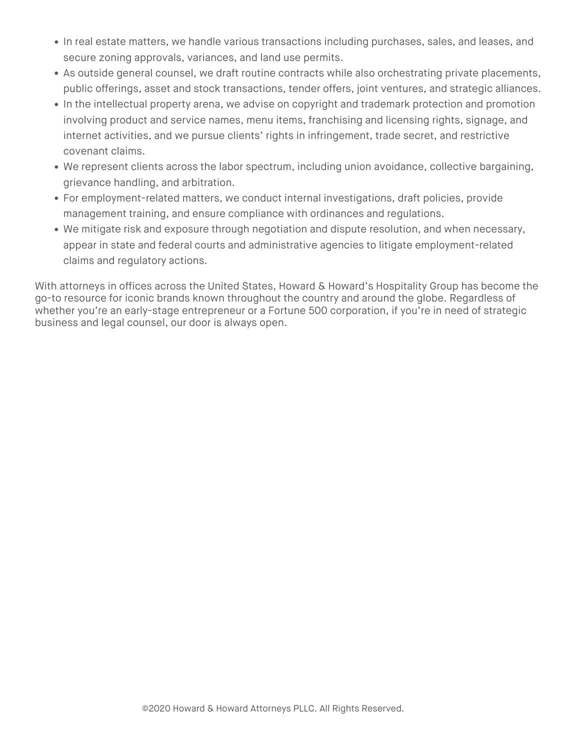- In real estate matters, we handle various transactions including purchases, sales, and leases, and secure zoning approvals, variances, and land use permits.
- As outside general counsel, we draft routine contracts while also orchestrating private placements, public offerings, asset and stock transactions, tender offers, joint ventures, and strategic alliances.
- In the intellectual property arena, we advise on copyright and trademark protection and promotion involving product and service names, menu items, franchising and licensing rights, signage, and internet activities, and we pursue clients' rights in infringement, trade secret, and restrictive covenant claims.
- We represent clients across the labor spectrum, including union avoidance, collective bargaining, grievance handling, and arbitration.
- For employment-related matters, we conduct internal investigations, draft policies, provide management training, and ensure compliance with ordinances and regulations.
- We mitigate risk and exposure through negotiation and dispute resolution, and when necessary, appear in state and federal courts and administrative agencies to litigate employment-related claims and regulatory actions.

With attorneys in offices across the United States, Howard & Howard's Hospitality Group has become the go-to resource for iconic brands known throughout the country and around the globe. Regardless of whether you're an early-stage entrepreneur or a Fortune 500 corporation, if you're in need of strategic business and legal counsel, our door is always open.

©2020 Howard & Howard Attorneys PLLC. All Rights Reserved.